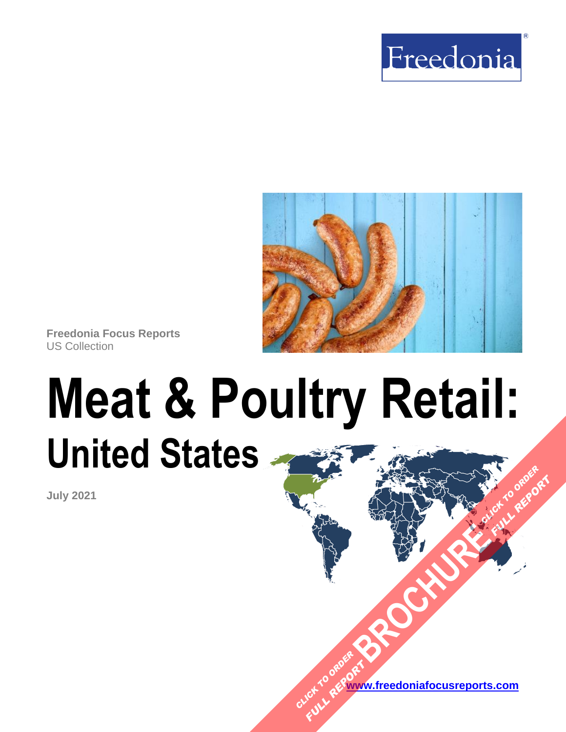Freedonia

Freedonia Focus Reports
US Collection

# Meat & Poultry Retail:
## United States

July 2021

CLICK TO ORDER FULL REPORT BROCHURE CLICK TO ORDER FULL REPORT

www.freedoniafocusreports.com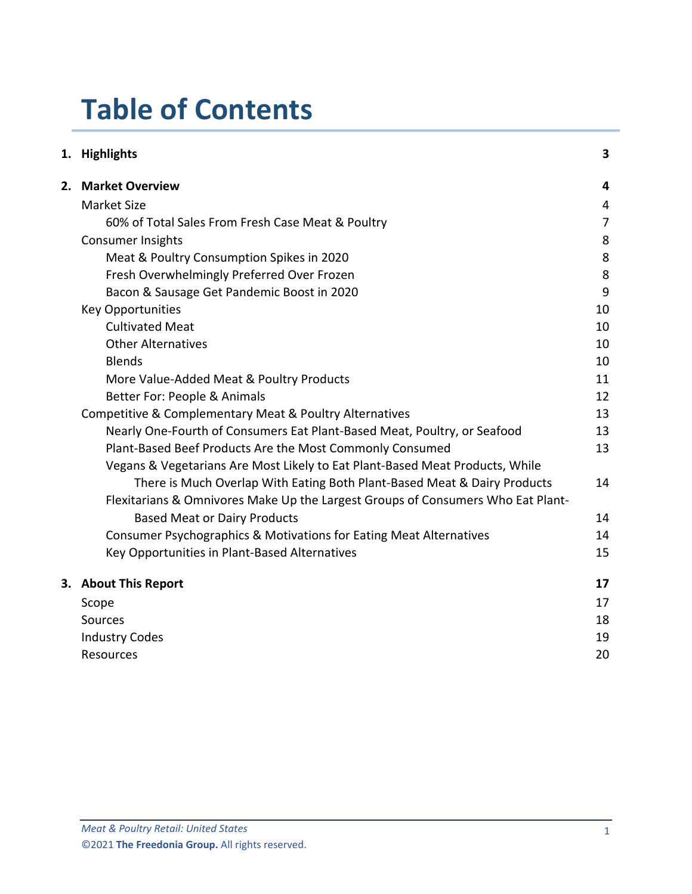# Table of Contents

| | | |
|---|---|---|
| **1.** | **Highlights** | **3** |
| **2.** | **Market Overview** | **4** |
| | Market Size | 4 |
| | 60% of Total Sales From Fresh Case Meat & Poultry | 7 |
| | Consumer Insights | 8 |
| | Meat & Poultry Consumption Spikes in 2020 | 8 |
| | Fresh Overwhelmingly Preferred Over Frozen | 8 |
| | Bacon & Sausage Get Pandemic Boost in 2020 | 9 |
| | Key Opportunities | 10 |
| | Cultivated Meat | 10 |
| | Other Alternatives | 10 |
| | Blends | 10 |
| | More Value-Added Meat & Poultry Products | 11 |
| | Better For: People & Animals | 12 |
| | Competitive & Complementary Meat & Poultry Alternatives | 13 |
| | Nearly One-Fourth of Consumers Eat Plant-Based Meat, Poultry, or Seafood | 13 |
| | Plant-Based Beef Products Are the Most Commonly Consumed | 13 |
| | Vegans & Vegetarians Are Most Likely to Eat Plant-Based Meat Products, While There is Much Overlap With Eating Both Plant-Based Meat & Dairy Products | 14 |
| | Flexitarians & Omnivores Make Up the Largest Groups of Consumers Who Eat Plant-Based Meat or Dairy Products | 14 |
| | Consumer Psychographics & Motivations for Eating Meat Alternatives | 14 |
| | Key Opportunities in Plant-Based Alternatives | 15 |
| **3.** | **About This Report** | **17** |
| | Scope | 17 |
| | Sources | 18 |
| | Industry Codes | 19 |
| | Resources | 20 |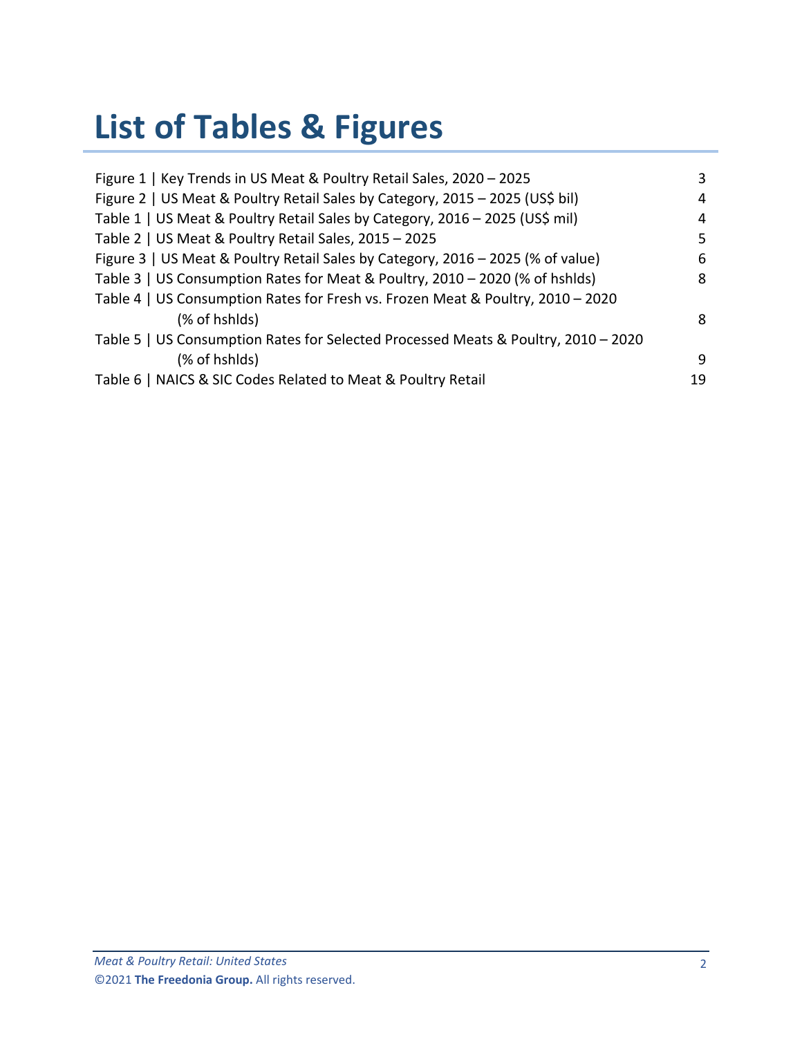# List of Tables & Figures

| | |
|---|---|
| Figure 1 \| Key Trends in US Meat & Poultry Retail Sales, 2020 – 2025 | 3 |
| Figure 2 \| US Meat & Poultry Retail Sales by Category, 2015 – 2025 (US$ bil) | 4 |
| Table 1 \| US Meat & Poultry Retail Sales by Category, 2016 – 2025 (US$ mil) | 4 |
| Table 2 \| US Meat & Poultry Retail Sales, 2015 – 2025 | 5 |
| Figure 3 \| US Meat & Poultry Retail Sales by Category, 2016 – 2025 (% of value) | 6 |
| Table 3 \| US Consumption Rates for Meat & Poultry, 2010 – 2020 (% of hshlds) | 8 |
| Table 4 \| US Consumption Rates for Fresh vs. Frozen Meat & Poultry, 2010 – 2020 (% of hshlds) | 8 |
| Table 5 \| US Consumption Rates for Selected Processed Meats & Poultry, 2010 – 2020 (% of hshlds) | 9 |
| Table 6 \| NAICS & SIC Codes Related to Meat & Poultry Retail | 19 |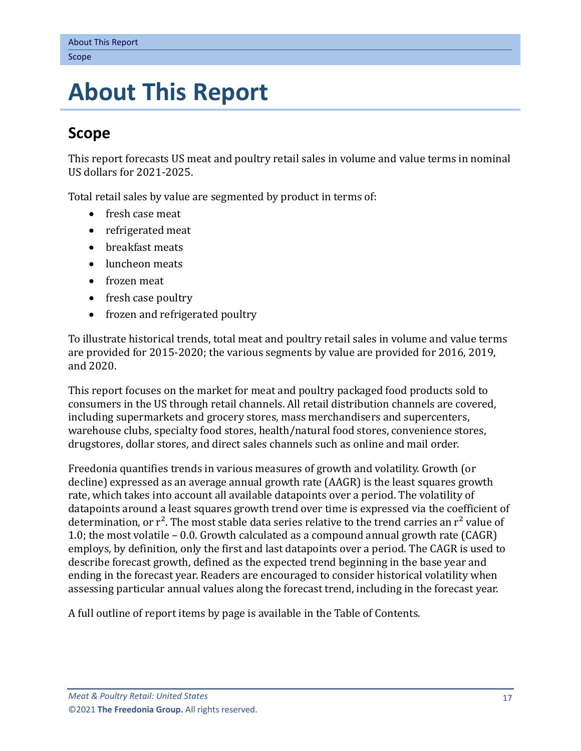# About This Report

## Scope

This report forecasts US meat and poultry retail sales in volume and value terms in nominal US dollars for 2021-2025.

Total retail sales by value are segmented by product in terms of:

- fresh case meat
- refrigerated meat
- breakfast meats
- luncheon meats
- frozen meat
- fresh case poultry
- frozen and refrigerated poultry

To illustrate historical trends, total meat and poultry retail sales in volume and value terms are provided for 2015-2020; the various segments by value are provided for 2016, 2019, and 2020.

This report focuses on the market for meat and poultry packaged food products sold to consumers in the US through retail channels. All retail distribution channels are covered, including supermarkets and grocery stores, mass merchandisers and supercenters, warehouse clubs, specialty food stores, health/natural food stores, convenience stores, drugstores, dollar stores, and direct sales channels such as online and mail order.

Freedonia quantifies trends in various measures of growth and volatility. Growth (or decline) expressed as an average annual growth rate (AAGR) is the least squares growth rate, which takes into account all available datapoints over a period. The volatility of datapoints around a least squares growth trend over time is expressed via the coefficient of determination, or $r^2$. The most stable data series relative to the trend carries an $r^2$ value of 1.0; the most volatile – 0.0. Growth calculated as a compound annual growth rate (CAGR) employs, by definition, only the first and last datapoints over a period. The CAGR is used to describe forecast growth, defined as the expected trend beginning in the base year and ending in the forecast year. Readers are encouraged to consider historical volatility when assessing particular annual values along the forecast trend, including in the forecast year.

A full outline of report items by page is available in the Table of Contents.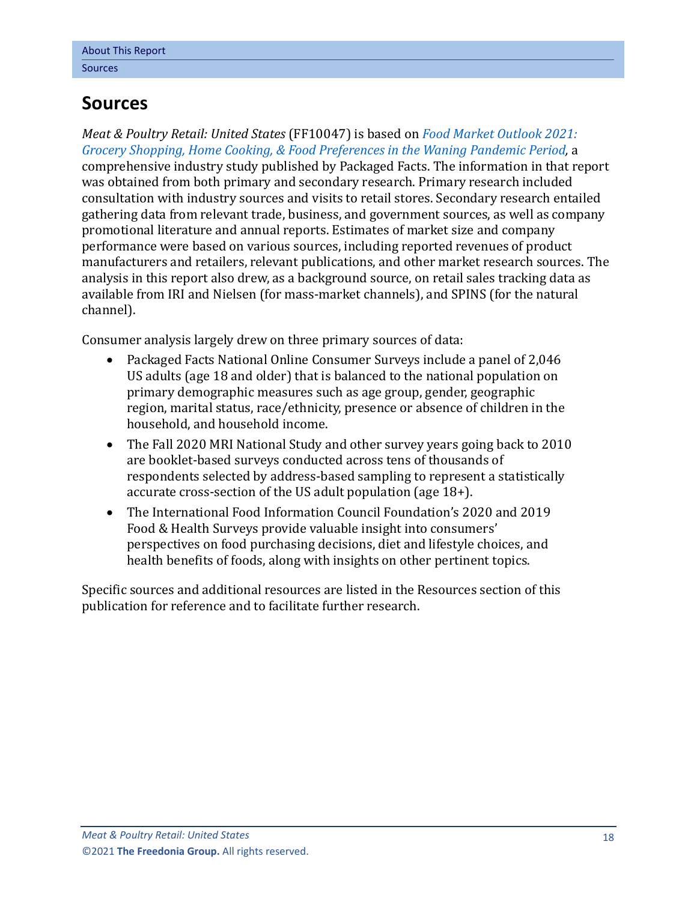# Sources

*Meat & Poultry Retail: United States* (FF10047) is based on *Food Market Outlook 2021: Grocery Shopping, Home Cooking, & Food Preferences in the Waning Pandemic Period,* a comprehensive industry study published by Packaged Facts. The information in that report was obtained from both primary and secondary research. Primary research included consultation with industry sources and visits to retail stores. Secondary research entailed gathering data from relevant trade, business, and government sources, as well as company promotional literature and annual reports. Estimates of market size and company performance were based on various sources, including reported revenues of product manufacturers and retailers, relevant publications, and other market research sources. The analysis in this report also drew, as a background source, on retail sales tracking data as available from IRI and Nielsen (for mass-market channels), and SPINS (for the natural channel).

Consumer analysis largely drew on three primary sources of data:

- Packaged Facts National Online Consumer Surveys include a panel of 2,046 US adults (age 18 and older) that is balanced to the national population on primary demographic measures such as age group, gender, geographic region, marital status, race/ethnicity, presence or absence of children in the household, and household income.
- The Fall 2020 MRI National Study and other survey years going back to 2010 are booklet-based surveys conducted across tens of thousands of respondents selected by address-based sampling to represent a statistically accurate cross-section of the US adult population (age 18+).
- The International Food Information Council Foundation's 2020 and 2019 Food & Health Surveys provide valuable insight into consumers' perspectives on food purchasing decisions, diet and lifestyle choices, and health benefits of foods, along with insights on other pertinent topics.

Specific sources and additional resources are listed in the Resources section of this publication for reference and to facilitate further research.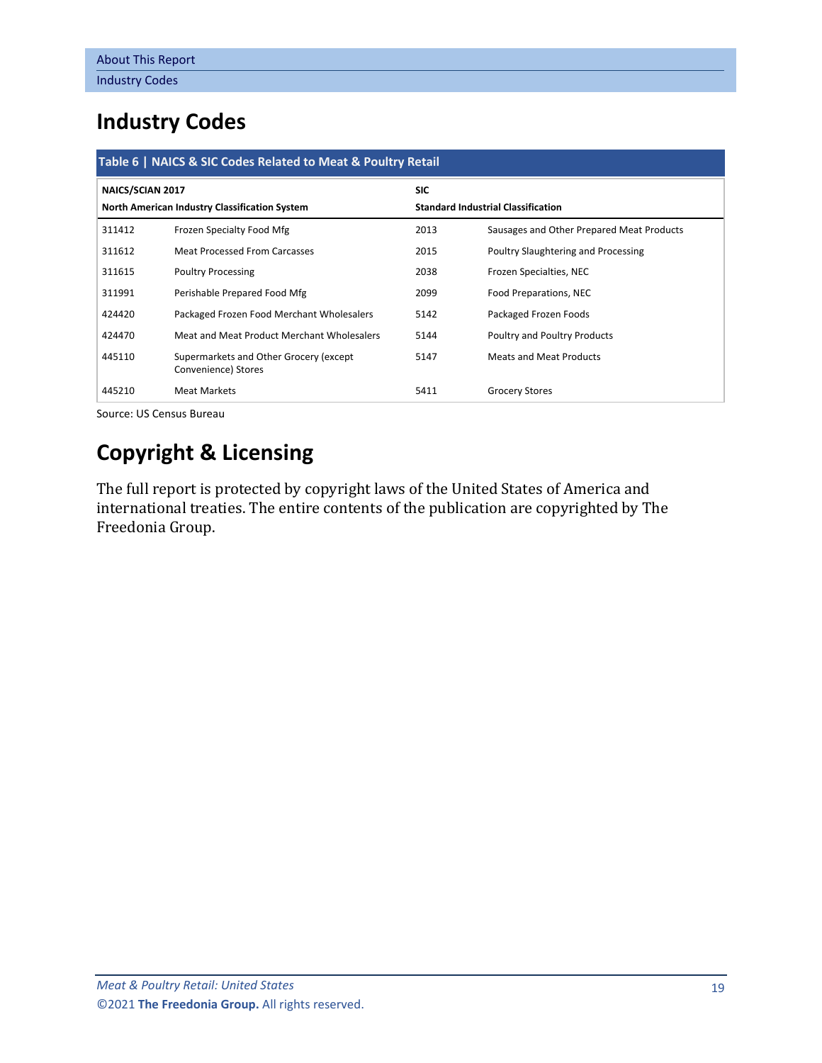# Industry Codes

**Table 6 | NAICS & SIC Codes Related to Meat & Poultry Retail**

| NAICS/SCIAN 2017 North American Industry Classification System | | SIC Standard Industrial Classification | |
|---|---|---|---|
| 311412 | Frozen Specialty Food Mfg | 2013 | Sausages and Other Prepared Meat Products |
| 311612 | Meat Processed From Carcasses | 2015 | Poultry Slaughtering and Processing |
| 311615 | Poultry Processing | 2038 | Frozen Specialties, NEC |
| 311991 | Perishable Prepared Food Mfg | 2099 | Food Preparations, NEC |
| 424420 | Packaged Frozen Food Merchant Wholesalers | 5142 | Packaged Frozen Foods |
| 424470 | Meat and Meat Product Merchant Wholesalers | 5144 | Poultry and Poultry Products |
| 445110 | Supermarkets and Other Grocery (except Convenience) Stores | 5147 | Meats and Meat Products |
| 445210 | Meat Markets | 5411 | Grocery Stores |

Source: US Census Bureau

# Copyright & Licensing

The full report is protected by copyright laws of the United States of America and international treaties. The entire contents of the publication are copyrighted by The Freedonia Group.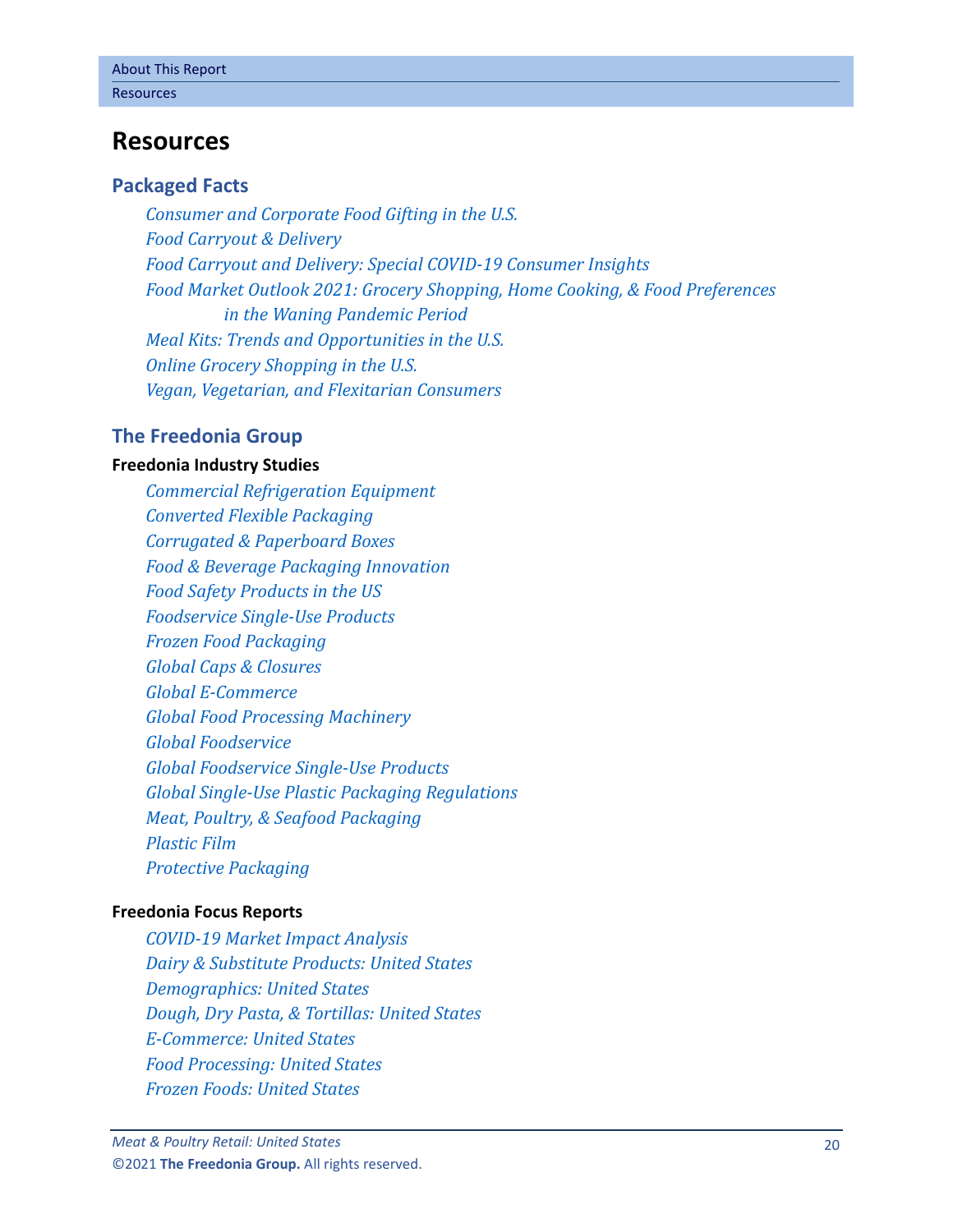# Resources

## Packaged Facts

*Consumer and Corporate Food Gifting in the U.S.*
*Food Carryout & Delivery*
*Food Carryout and Delivery: Special COVID-19 Consumer Insights*
*Food Market Outlook 2021: Grocery Shopping, Home Cooking, & Food Preferences in the Waning Pandemic Period*
*Meal Kits: Trends and Opportunities in the U.S.*
*Online Grocery Shopping in the U.S.*
*Vegan, Vegetarian, and Flexitarian Consumers*

## The Freedonia Group

### Freedonia Industry Studies

*Commercial Refrigeration Equipment*
*Converted Flexible Packaging*
*Corrugated & Paperboard Boxes*
*Food & Beverage Packaging Innovation*
*Food Safety Products in the US*
*Foodservice Single-Use Products*
*Frozen Food Packaging*
*Global Caps & Closures*
*Global E-Commerce*
*Global Food Processing Machinery*
*Global Foodservice*
*Global Foodservice Single-Use Products*
*Global Single-Use Plastic Packaging Regulations*
*Meat, Poultry, & Seafood Packaging*
*Plastic Film*
*Protective Packaging*

### Freedonia Focus Reports

*COVID-19 Market Impact Analysis*
*Dairy & Substitute Products: United States*
*Demographics: United States*
*Dough, Dry Pasta, & Tortillas: United States*
*E-Commerce: United States*
*Food Processing: United States*
*Frozen Foods: United States*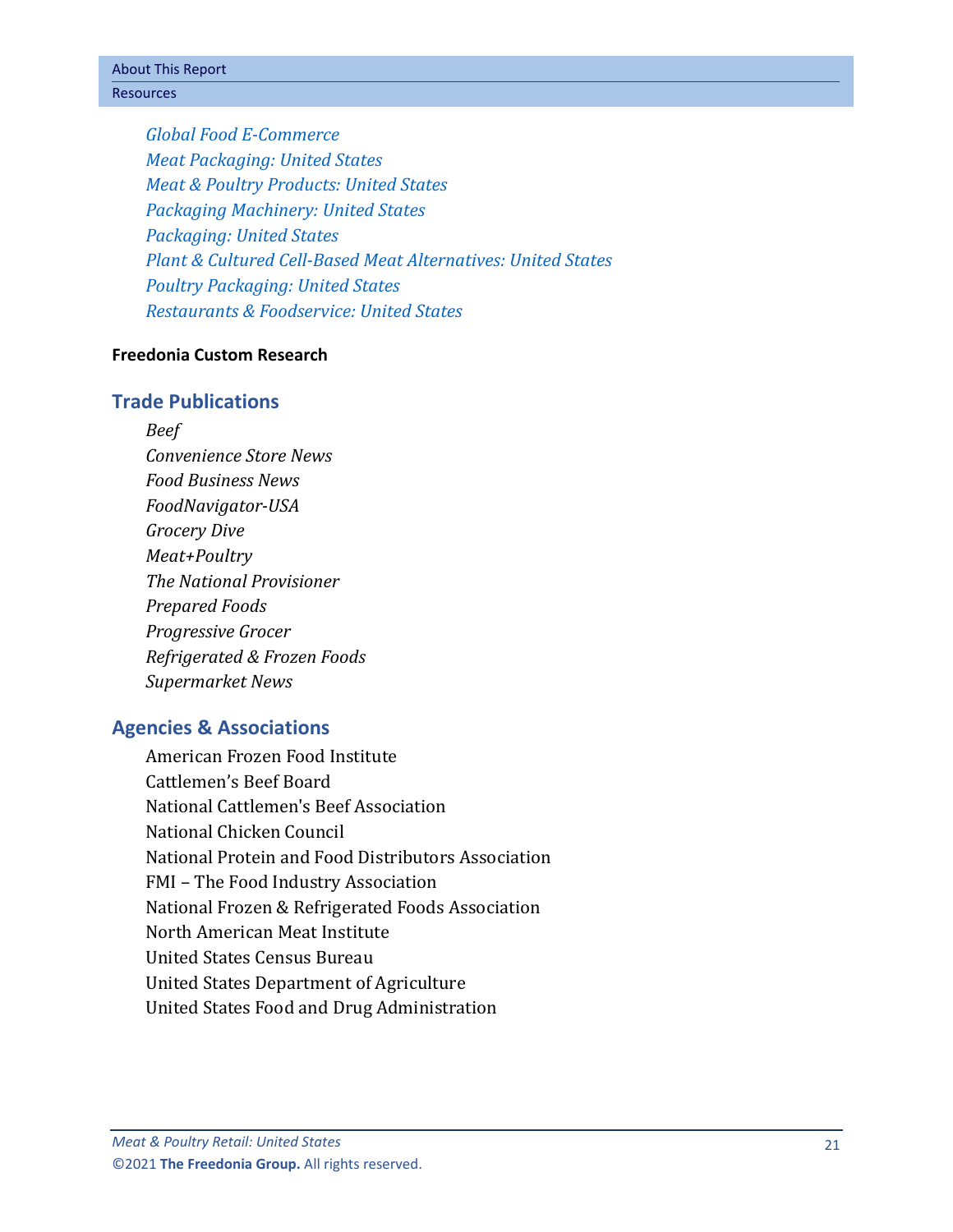*Global Food E-Commerce*
*Meat Packaging: United States*
*Meat & Poultry Products: United States*
*Packaging Machinery: United States*
*Packaging: United States*
*Plant & Cultured Cell-Based Meat Alternatives: United States*
*Poultry Packaging: United States*
*Restaurants & Foodservice: United States*

**Freedonia Custom Research**

## Trade Publications

*Beef*
*Convenience Store News*
*Food Business News*
*FoodNavigator-USA*
*Grocery Dive*
*Meat+Poultry*
*The National Provisioner*
*Prepared Foods*
*Progressive Grocer*
*Refrigerated & Frozen Foods*
*Supermarket News*

## Agencies & Associations

American Frozen Food Institute
Cattlemen's Beef Board
National Cattlemen's Beef Association
National Chicken Council
National Protein and Food Distributors Association
FMI – The Food Industry Association
National Frozen & Refrigerated Foods Association
North American Meat Institute
United States Census Bureau
United States Department of Agriculture
United States Food and Drug Administration